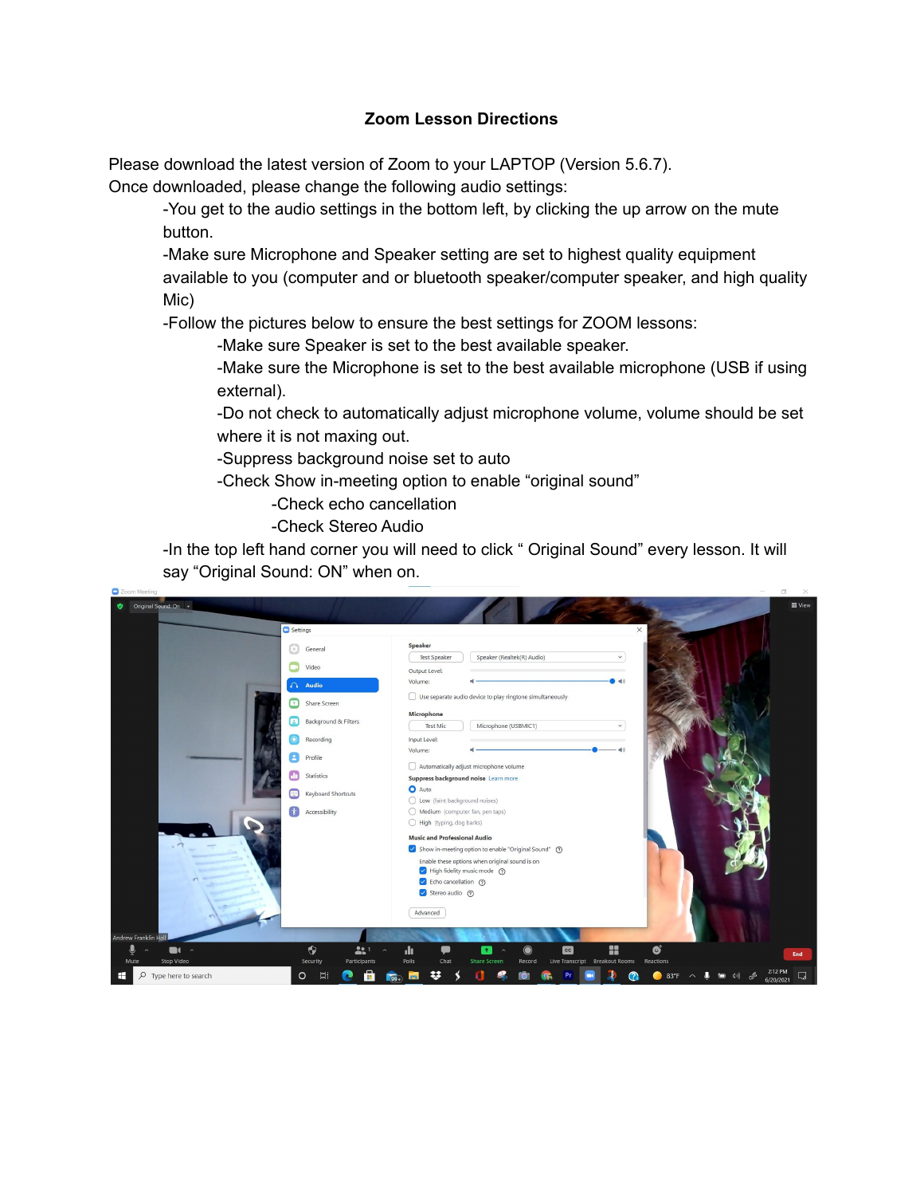# Zoom Lesson Directions

Please download the latest version of Zoom to your LAPTOP (Version 5.6.7).
Once downloaded, please change the following audio settings:

- You get to the audio settings in the bottom left, by clicking the up arrow on the mute button.
- Make sure Microphone and Speaker setting are set to highest quality equipment available to you (computer and or bluetooth speaker/computer speaker, and high quality Mic)
- Follow the pictures below to ensure the best settings for ZOOM lessons:
    - Make sure Speaker is set to the best available speaker.
    - Make sure the Microphone is set to the best available microphone (USB if using external).
    - Do not check to automatically adjust microphone volume, volume should be set where it is not maxing out.
    - Suppress background noise set to auto
    - Check Show in-meeting option to enable "original sound"
        - Check echo cancellation
        - Check Stereo Audio
- In the top left hand corner you will need to click " Original Sound" every lesson. It will say "Original Sound: ON" when on.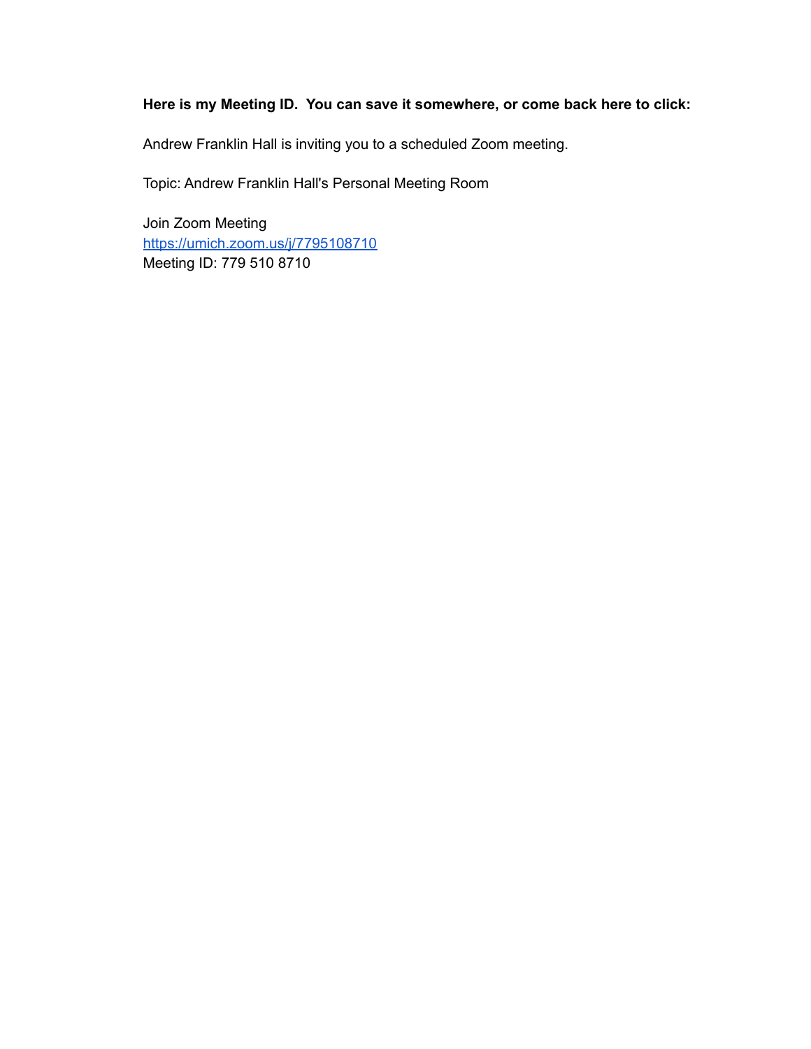**Here is my Meeting ID.  You can save it somewhere, or come back here to click:**

Andrew Franklin Hall is inviting you to a scheduled Zoom meeting.

Topic: Andrew Franklin Hall's Personal Meeting Room

Join Zoom Meeting
[https://umich.zoom.us/j/7795108710](https://umich.zoom.us/j/7795108710)
Meeting ID: 779 510 8710